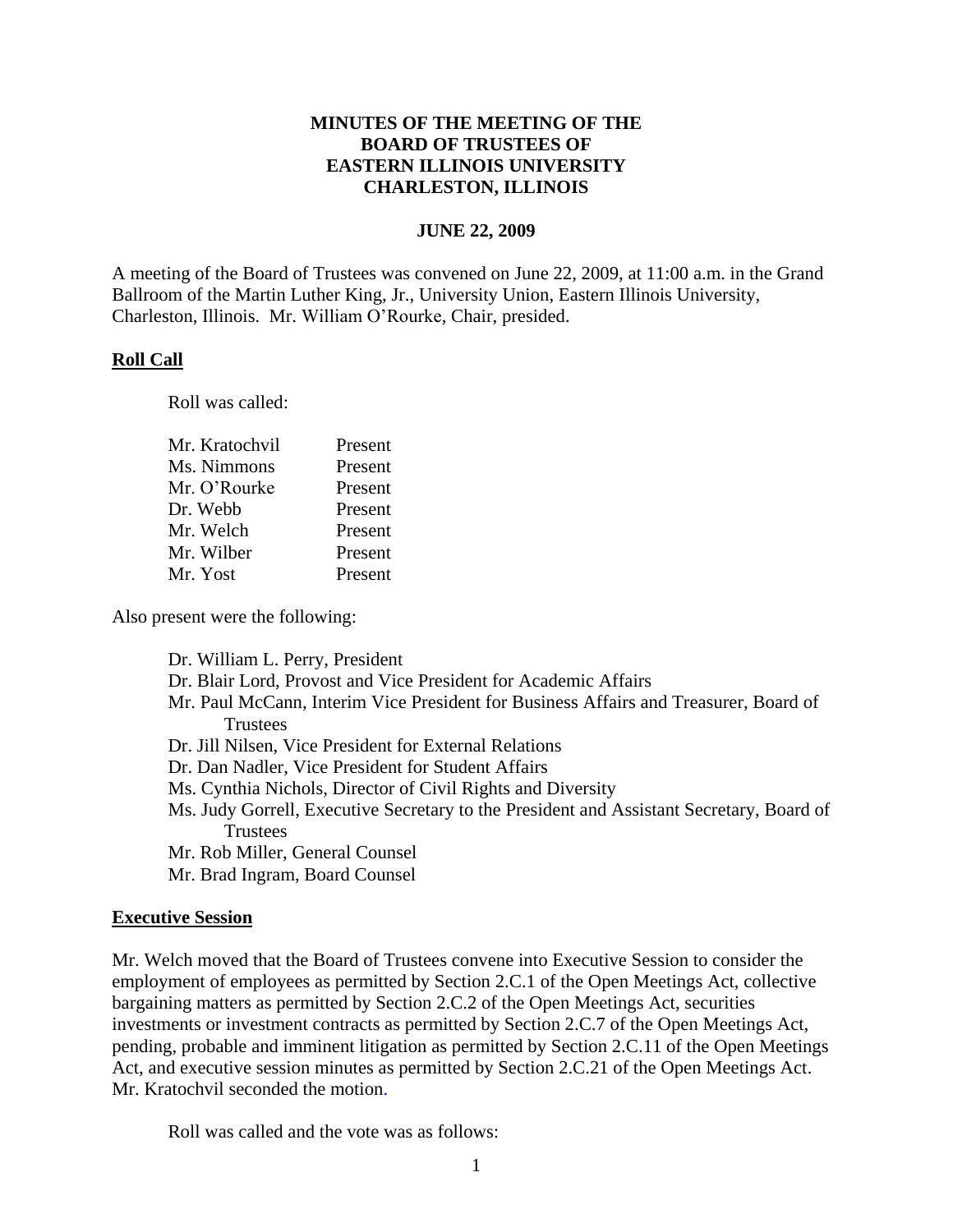# MINUTES OF THE MEETING OF THE BOARD OF TRUSTEES OF EASTERN ILLINOIS UNIVERSITY CHARLESTON, ILLINOIS

## JUNE 22, 2009

A meeting of the Board of Trustees was convened on June 22, 2009, at 11:00 a.m. in the Grand Ballroom of the Martin Luther King, Jr., University Union, Eastern Illinois University, Charleston, Illinois. Mr. William O'Rourke, Chair, presided.

**Roll Call**

Roll was called:

| | |
|---|---|
| Mr. Kratochvil | Present |
| Ms. Nimmons | Present |
| Mr. O'Rourke | Present |
| Dr. Webb | Present |
| Mr. Welch | Present |
| Mr. Wilber | Present |
| Mr. Yost | Present |

Also present were the following:

- Dr. William L. Perry, President
- Dr. Blair Lord, Provost and Vice President for Academic Affairs
- Mr. Paul McCann, Interim Vice President for Business Affairs and Treasurer, Board of Trustees
- Dr. Jill Nilsen, Vice President for External Relations
- Dr. Dan Nadler, Vice President for Student Affairs
- Ms. Cynthia Nichols, Director of Civil Rights and Diversity
- Ms. Judy Gorrell, Executive Secretary to the President and Assistant Secretary, Board of Trustees
- Mr. Rob Miller, General Counsel
- Mr. Brad Ingram, Board Counsel

**Executive Session**

Mr. Welch moved that the Board of Trustees convene into Executive Session to consider the employment of employees as permitted by Section 2.C.1 of the Open Meetings Act, collective bargaining matters as permitted by Section 2.C.2 of the Open Meetings Act, securities investments or investment contracts as permitted by Section 2.C.7 of the Open Meetings Act, pending, probable and imminent litigation as permitted by Section 2.C.11 of the Open Meetings Act, and executive session minutes as permitted by Section 2.C.21 of the Open Meetings Act. Mr. Kratochvil seconded the motion.

Roll was called and the vote was as follows: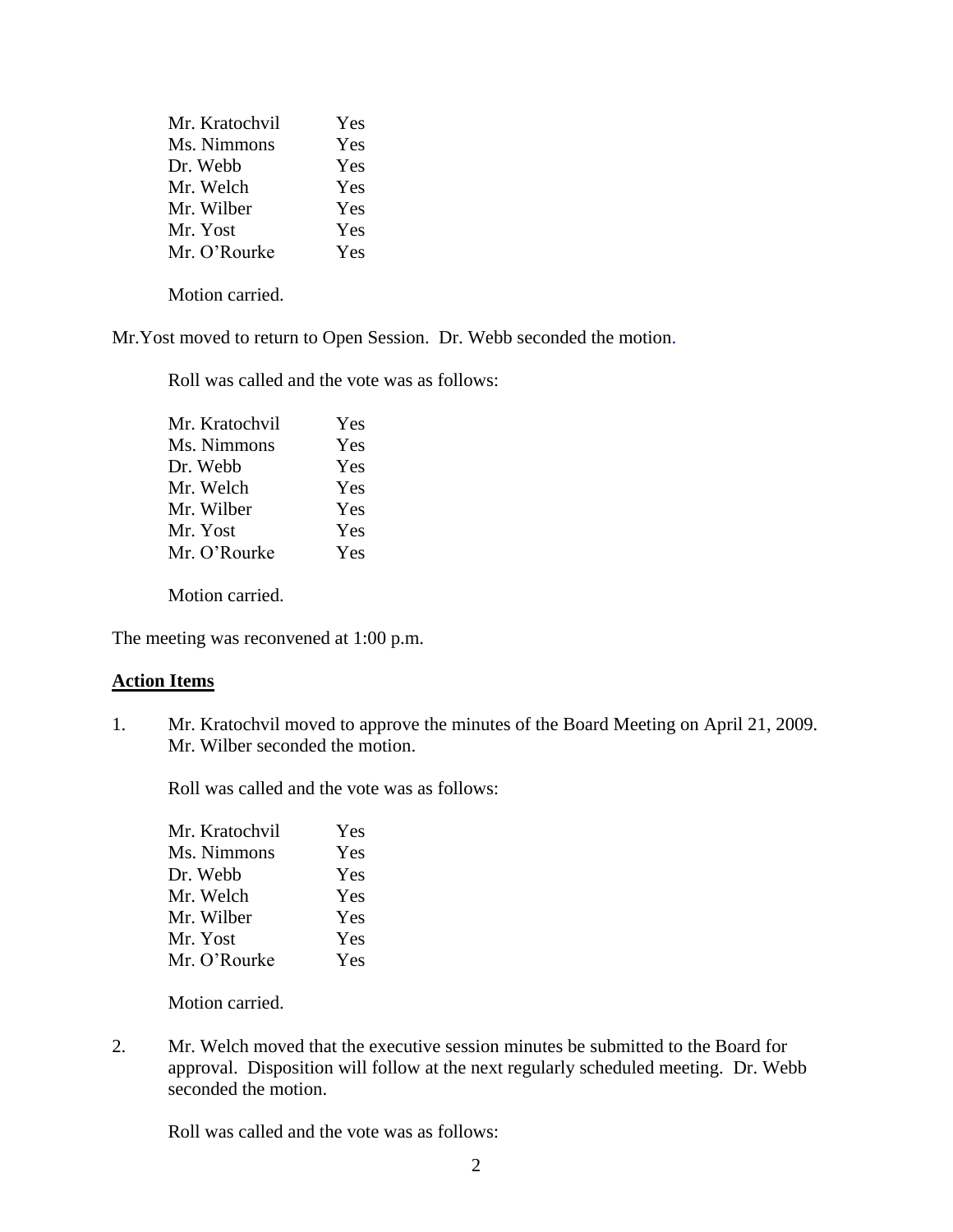| | |
|---|---|
| Mr. Kratochvil | Yes |
| Ms. Nimmons | Yes |
| Dr. Webb | Yes |
| Mr. Welch | Yes |
| Mr. Wilber | Yes |
| Mr. Yost | Yes |
| Mr. O'Rourke | Yes |

Motion carried.

Mr.Yost moved to return to Open Session. Dr. Webb seconded the motion.

Roll was called and the vote was as follows:

| | |
|---|---|
| Mr. Kratochvil | Yes |
| Ms. Nimmons | Yes |
| Dr. Webb | Yes |
| Mr. Welch | Yes |
| Mr. Wilber | Yes |
| Mr. Yost | Yes |
| Mr. O'Rourke | Yes |

Motion carried.

The meeting was reconvened at 1:00 p.m.

**Action Items**

1. Mr. Kratochvil moved to approve the minutes of the Board Meeting on April 21, 2009. Mr. Wilber seconded the motion.

   Roll was called and the vote was as follows:

   | | |
   |---|---|
   | Mr. Kratochvil | Yes |
   | Ms. Nimmons | Yes |
   | Dr. Webb | Yes |
   | Mr. Welch | Yes |
   | Mr. Wilber | Yes |
   | Mr. Yost | Yes |
   | Mr. O'Rourke | Yes |

   Motion carried.

2. Mr. Welch moved that the executive session minutes be submitted to the Board for approval. Disposition will follow at the next regularly scheduled meeting. Dr. Webb seconded the motion.

   Roll was called and the vote was as follows: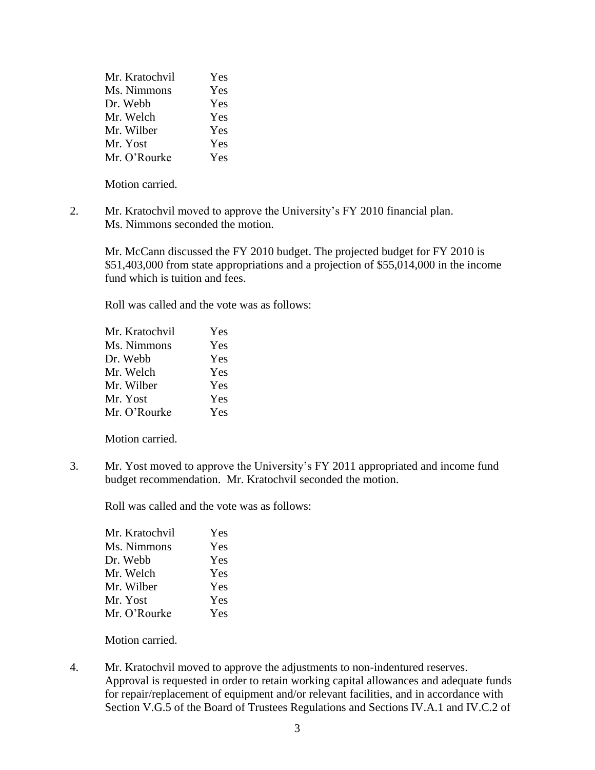| | |
|---|---|
| Mr. Kratochvil | Yes |
| Ms. Nimmons | Yes |
| Dr. Webb | Yes |
| Mr. Welch | Yes |
| Mr. Wilber | Yes |
| Mr. Yost | Yes |
| Mr. O'Rourke | Yes |

Motion carried.

2. Mr. Kratochvil moved to approve the University's FY 2010 financial plan. Ms. Nimmons seconded the motion.

   Mr. McCann discussed the FY 2010 budget. The projected budget for FY 2010 is $51,403,000 from state appropriations and a projection of $55,014,000 in the income fund which is tuition and fees.

   Roll was called and the vote was as follows:

   | | |
   |---|---|
   | Mr. Kratochvil | Yes |
   | Ms. Nimmons | Yes |
   | Dr. Webb | Yes |
   | Mr. Welch | Yes |
   | Mr. Wilber | Yes |
   | Mr. Yost | Yes |
   | Mr. O'Rourke | Yes |

   Motion carried.

3. Mr. Yost moved to approve the University's FY 2011 appropriated and income fund budget recommendation. Mr. Kratochvil seconded the motion.

   Roll was called and the vote was as follows:

   | | |
   |---|---|
   | Mr. Kratochvil | Yes |
   | Ms. Nimmons | Yes |
   | Dr. Webb | Yes |
   | Mr. Welch | Yes |
   | Mr. Wilber | Yes |
   | Mr. Yost | Yes |
   | Mr. O'Rourke | Yes |

   Motion carried.

4. Mr. Kratochvil moved to approve the adjustments to non-indentured reserves. Approval is requested in order to retain working capital allowances and adequate funds for repair/replacement of equipment and/or relevant facilities, and in accordance with Section V.G.5 of the Board of Trustees Regulations and Sections IV.A.1 and IV.C.2 of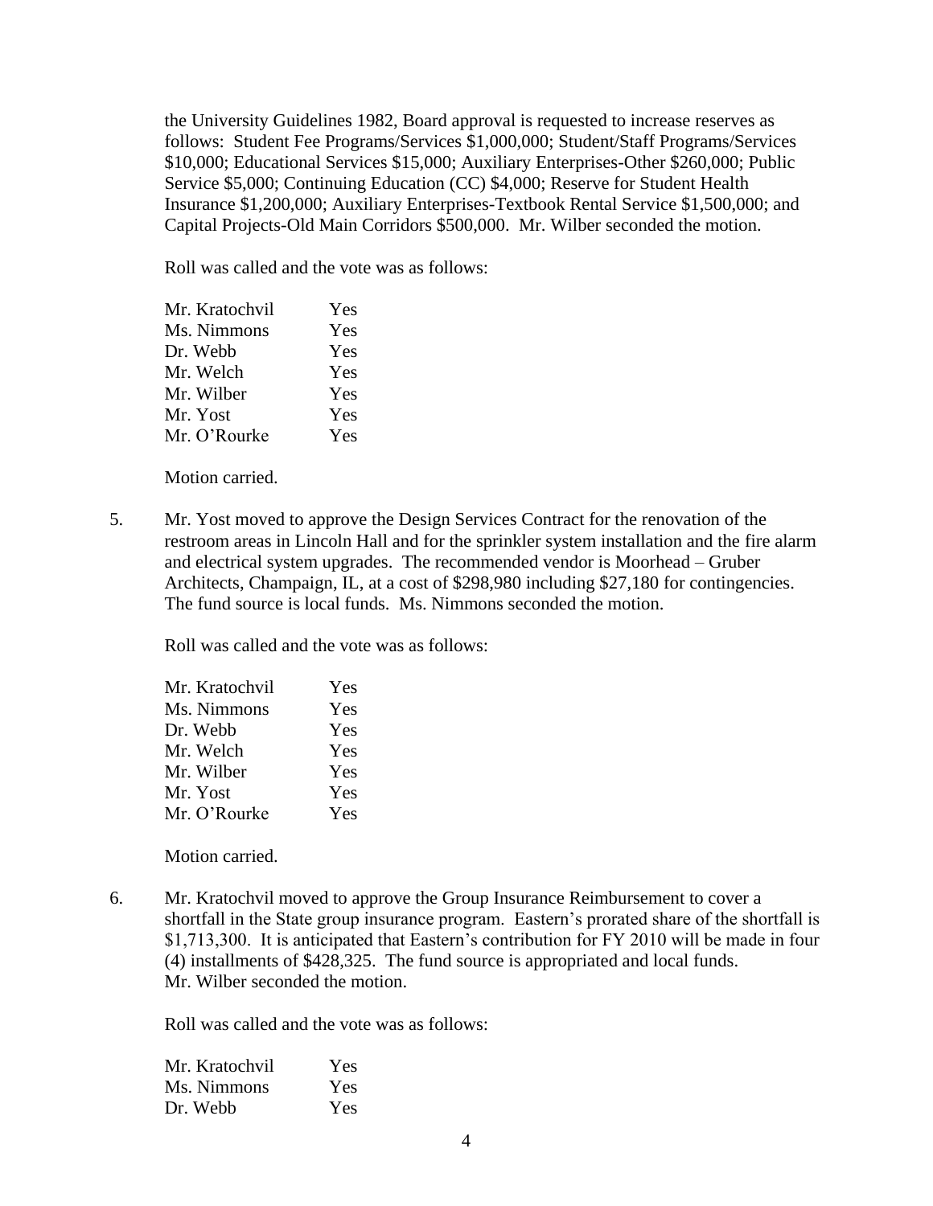the University Guidelines 1982, Board approval is requested to increase reserves as follows: Student Fee Programs/Services \$1,000,000; Student/Staff Programs/Services \$10,000; Educational Services \$15,000; Auxiliary Enterprises-Other \$260,000; Public Service \$5,000; Continuing Education (CC) \$4,000; Reserve for Student Health Insurance \$1,200,000; Auxiliary Enterprises-Textbook Rental Service \$1,500,000; and Capital Projects-Old Main Corridors \$500,000. Mr. Wilber seconded the motion.

Roll was called and the vote was as follows:

| | |
|---|---|
| Mr. Kratochvil | Yes |
| Ms. Nimmons | Yes |
| Dr. Webb | Yes |
| Mr. Welch | Yes |
| Mr. Wilber | Yes |
| Mr. Yost | Yes |
| Mr. O'Rourke | Yes |

Motion carried.

5. Mr. Yost moved to approve the Design Services Contract for the renovation of the restroom areas in Lincoln Hall and for the sprinkler system installation and the fire alarm and electrical system upgrades. The recommended vendor is Moorhead – Gruber Architects, Champaign, IL, at a cost of \$298,980 including \$27,180 for contingencies. The fund source is local funds. Ms. Nimmons seconded the motion.

Roll was called and the vote was as follows:

| | |
|---|---|
| Mr. Kratochvil | Yes |
| Ms. Nimmons | Yes |
| Dr. Webb | Yes |
| Mr. Welch | Yes |
| Mr. Wilber | Yes |
| Mr. Yost | Yes |
| Mr. O'Rourke | Yes |

Motion carried.

6. Mr. Kratochvil moved to approve the Group Insurance Reimbursement to cover a shortfall in the State group insurance program. Eastern's prorated share of the shortfall is \$1,713,300. It is anticipated that Eastern's contribution for FY 2010 will be made in four (4) installments of \$428,325. The fund source is appropriated and local funds. Mr. Wilber seconded the motion.

Roll was called and the vote was as follows:

| | |
|---|---|
| Mr. Kratochvil | Yes |
| Ms. Nimmons | Yes |
| Dr. Webb | Yes |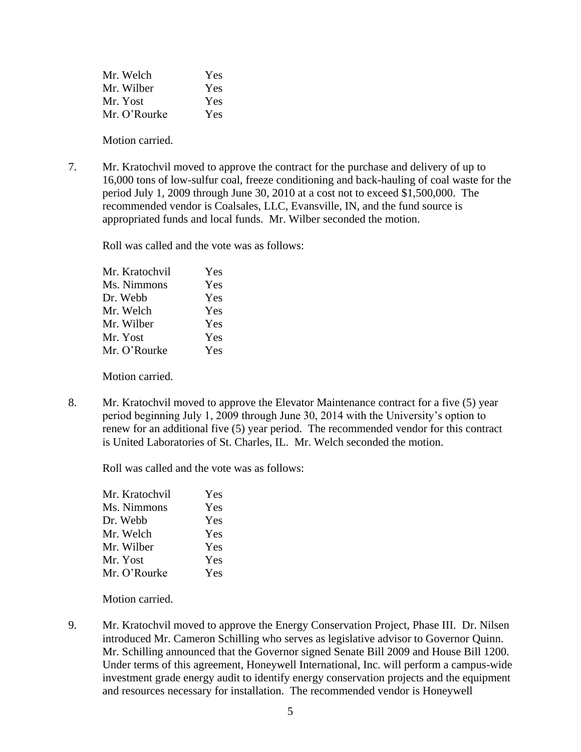| | |
|---|---|
| Mr. Welch | Yes |
| Mr. Wilber | Yes |
| Mr. Yost | Yes |
| Mr. O'Rourke | Yes |

Motion carried.

7. Mr. Kratochvil moved to approve the contract for the purchase and delivery of up to 16,000 tons of low-sulfur coal, freeze conditioning and back-hauling of coal waste for the period July 1, 2009 through June 30, 2010 at a cost not to exceed $1,500,000. The recommended vendor is Coalsales, LLC, Evansville, IN, and the fund source is appropriated funds and local funds. Mr. Wilber seconded the motion.

   Roll was called and the vote was as follows:

| | |
|---|---|
| Mr. Kratochvil | Yes |
| Ms. Nimmons | Yes |
| Dr. Webb | Yes |
| Mr. Welch | Yes |
| Mr. Wilber | Yes |
| Mr. Yost | Yes |
| Mr. O'Rourke | Yes |

   Motion carried.

8. Mr. Kratochvil moved to approve the Elevator Maintenance contract for a five (5) year period beginning July 1, 2009 through June 30, 2014 with the University's option to renew for an additional five (5) year period. The recommended vendor for this contract is United Laboratories of St. Charles, IL. Mr. Welch seconded the motion.

   Roll was called and the vote was as follows:

| | |
|---|---|
| Mr. Kratochvil | Yes |
| Ms. Nimmons | Yes |
| Dr. Webb | Yes |
| Mr. Welch | Yes |
| Mr. Wilber | Yes |
| Mr. Yost | Yes |
| Mr. O'Rourke | Yes |

   Motion carried.

9. Mr. Kratochvil moved to approve the Energy Conservation Project, Phase III. Dr. Nilsen introduced Mr. Cameron Schilling who serves as legislative advisor to Governor Quinn. Mr. Schilling announced that the Governor signed Senate Bill 2009 and House Bill 1200. Under terms of this agreement, Honeywell International, Inc. will perform a campus-wide investment grade energy audit to identify energy conservation projects and the equipment and resources necessary for installation. The recommended vendor is Honeywell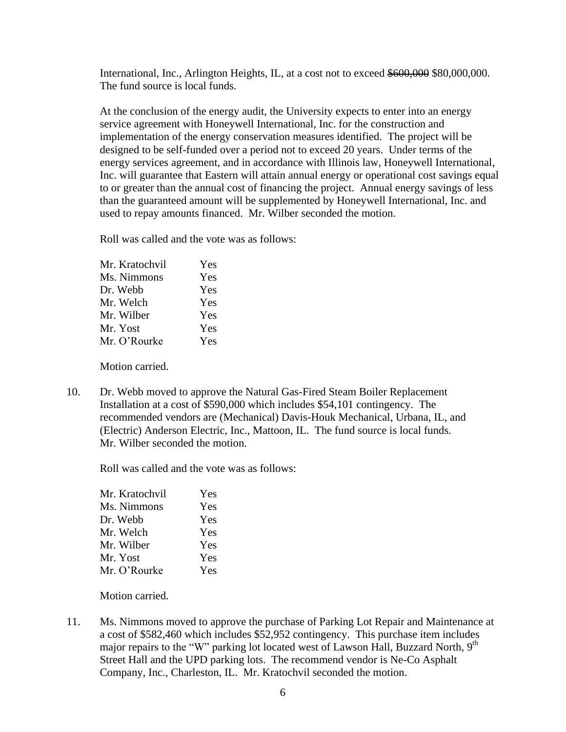International, Inc., Arlington Heights, IL, at a cost not to exceed ~~$600,000~~ $80,000,000. The fund source is local funds.

At the conclusion of the energy audit, the University expects to enter into an energy service agreement with Honeywell International, Inc. for the construction and implementation of the energy conservation measures identified. The project will be designed to be self-funded over a period not to exceed 20 years. Under terms of the energy services agreement, and in accordance with Illinois law, Honeywell International, Inc. will guarantee that Eastern will attain annual energy or operational cost savings equal to or greater than the annual cost of financing the project. Annual energy savings of less than the guaranteed amount will be supplemented by Honeywell International, Inc. and used to repay amounts financed. Mr. Wilber seconded the motion.

Roll was called and the vote was as follows:

| | |
|---|---|
| Mr. Kratochvil | Yes |
| Ms. Nimmons | Yes |
| Dr. Webb | Yes |
| Mr. Welch | Yes |
| Mr. Wilber | Yes |
| Mr. Yost | Yes |
| Mr. O'Rourke | Yes |

Motion carried.

10. Dr. Webb moved to approve the Natural Gas-Fired Steam Boiler Replacement Installation at a cost of $590,000 which includes $54,101 contingency. The recommended vendors are (Mechanical) Davis-Houk Mechanical, Urbana, IL, and (Electric) Anderson Electric, Inc., Mattoon, IL. The fund source is local funds. Mr. Wilber seconded the motion.

    Roll was called and the vote was as follows:

| | |
|---|---|
| Mr. Kratochvil | Yes |
| Ms. Nimmons | Yes |
| Dr. Webb | Yes |
| Mr. Welch | Yes |
| Mr. Wilber | Yes |
| Mr. Yost | Yes |
| Mr. O'Rourke | Yes |

Motion carried.

11. Ms. Nimmons moved to approve the purchase of Parking Lot Repair and Maintenance at a cost of $582,460 which includes $52,952 contingency. This purchase item includes major repairs to the "W" parking lot located west of Lawson Hall, Buzzard North, 9th Street Hall and the UPD parking lots. The recommend vendor is Ne-Co Asphalt Company, Inc., Charleston, IL. Mr. Kratochvil seconded the motion.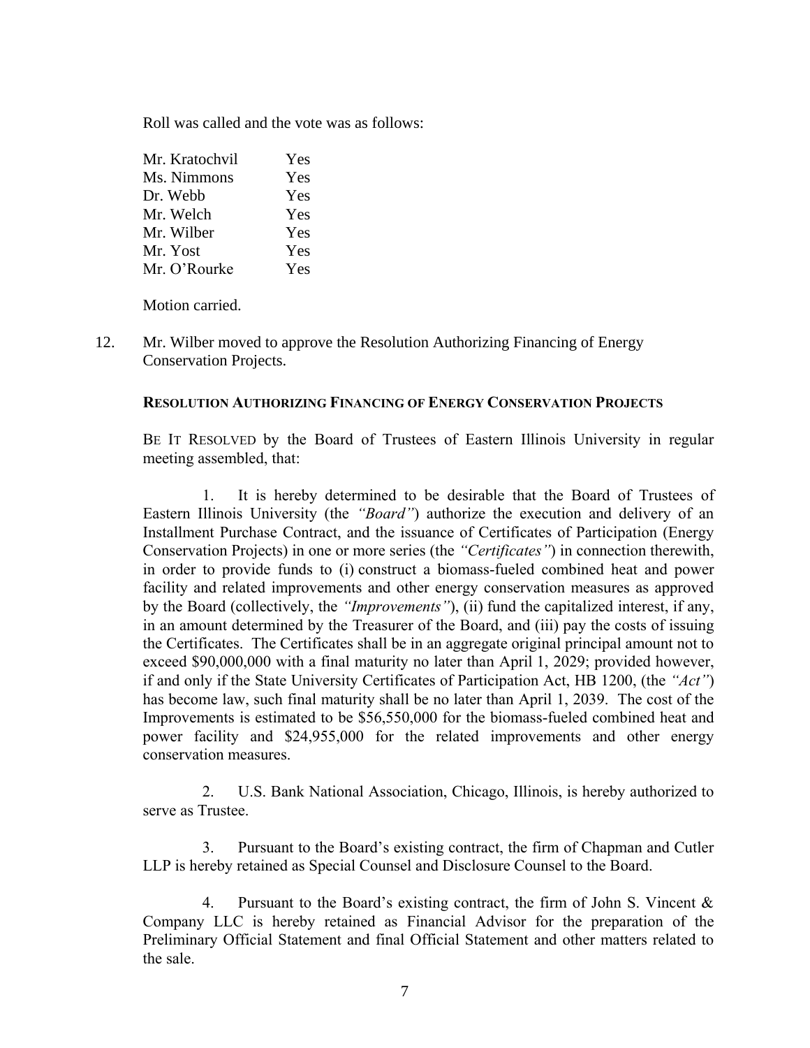Roll was called and the vote was as follows:

| | |
|---|---|
| Mr. Kratochvil | Yes |
| Ms. Nimmons | Yes |
| Dr. Webb | Yes |
| Mr. Welch | Yes |
| Mr. Wilber | Yes |
| Mr. Yost | Yes |
| Mr. O'Rourke | Yes |

Motion carried.

12. Mr. Wilber moved to approve the Resolution Authorizing Financing of Energy Conservation Projects.

**RESOLUTION AUTHORIZING FINANCING OF ENERGY CONSERVATION PROJECTS**

BE IT RESOLVED by the Board of Trustees of Eastern Illinois University in regular meeting assembled, that:

1. It is hereby determined to be desirable that the Board of Trustees of Eastern Illinois University (the *"Board"*) authorize the execution and delivery of an Installment Purchase Contract, and the issuance of Certificates of Participation (Energy Conservation Projects) in one or more series (the *"Certificates"*) in connection therewith, in order to provide funds to (i) construct a biomass-fueled combined heat and power facility and related improvements and other energy conservation measures as approved by the Board (collectively, the *"Improvements"*), (ii) fund the capitalized interest, if any, in an amount determined by the Treasurer of the Board, and (iii) pay the costs of issuing the Certificates. The Certificates shall be in an aggregate original principal amount not to exceed $90,000,000 with a final maturity no later than April 1, 2029; provided however, if and only if the State University Certificates of Participation Act, HB 1200, (the *"Act"*) has become law, such final maturity shall be no later than April 1, 2039. The cost of the Improvements is estimated to be $56,550,000 for the biomass-fueled combined heat and power facility and $24,955,000 for the related improvements and other energy conservation measures.

2. U.S. Bank National Association, Chicago, Illinois, is hereby authorized to serve as Trustee.

3. Pursuant to the Board's existing contract, the firm of Chapman and Cutler LLP is hereby retained as Special Counsel and Disclosure Counsel to the Board.

4. Pursuant to the Board's existing contract, the firm of John S. Vincent & Company LLC is hereby retained as Financial Advisor for the preparation of the Preliminary Official Statement and final Official Statement and other matters related to the sale.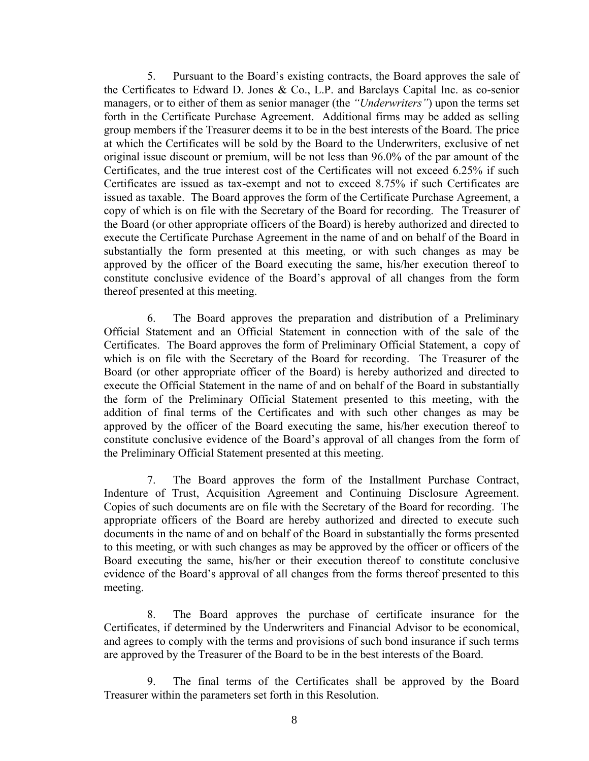5. Pursuant to the Board's existing contracts, the Board approves the sale of the Certificates to Edward D. Jones & Co., L.P. and Barclays Capital Inc. as co-senior managers, or to either of them as senior manager (the *"Underwriters"*) upon the terms set forth in the Certificate Purchase Agreement. Additional firms may be added as selling group members if the Treasurer deems it to be in the best interests of the Board. The price at which the Certificates will be sold by the Board to the Underwriters, exclusive of net original issue discount or premium, will be not less than 96.0% of the par amount of the Certificates, and the true interest cost of the Certificates will not exceed 6.25% if such Certificates are issued as tax-exempt and not to exceed 8.75% if such Certificates are issued as taxable. The Board approves the form of the Certificate Purchase Agreement, a copy of which is on file with the Secretary of the Board for recording. The Treasurer of the Board (or other appropriate officers of the Board) is hereby authorized and directed to execute the Certificate Purchase Agreement in the name of and on behalf of the Board in substantially the form presented at this meeting, or with such changes as may be approved by the officer of the Board executing the same, his/her execution thereof to constitute conclusive evidence of the Board's approval of all changes from the form thereof presented at this meeting.

6. The Board approves the preparation and distribution of a Preliminary Official Statement and an Official Statement in connection with of the sale of the Certificates. The Board approves the form of Preliminary Official Statement, a copy of which is on file with the Secretary of the Board for recording. The Treasurer of the Board (or other appropriate officer of the Board) is hereby authorized and directed to execute the Official Statement in the name of and on behalf of the Board in substantially the form of the Preliminary Official Statement presented to this meeting, with the addition of final terms of the Certificates and with such other changes as may be approved by the officer of the Board executing the same, his/her execution thereof to constitute conclusive evidence of the Board's approval of all changes from the form of the Preliminary Official Statement presented at this meeting.

7. The Board approves the form of the Installment Purchase Contract, Indenture of Trust, Acquisition Agreement and Continuing Disclosure Agreement. Copies of such documents are on file with the Secretary of the Board for recording. The appropriate officers of the Board are hereby authorized and directed to execute such documents in the name of and on behalf of the Board in substantially the forms presented to this meeting, or with such changes as may be approved by the officer or officers of the Board executing the same, his/her or their execution thereof to constitute conclusive evidence of the Board's approval of all changes from the forms thereof presented to this meeting.

8. The Board approves the purchase of certificate insurance for the Certificates, if determined by the Underwriters and Financial Advisor to be economical, and agrees to comply with the terms and provisions of such bond insurance if such terms are approved by the Treasurer of the Board to be in the best interests of the Board.

9. The final terms of the Certificates shall be approved by the Board Treasurer within the parameters set forth in this Resolution.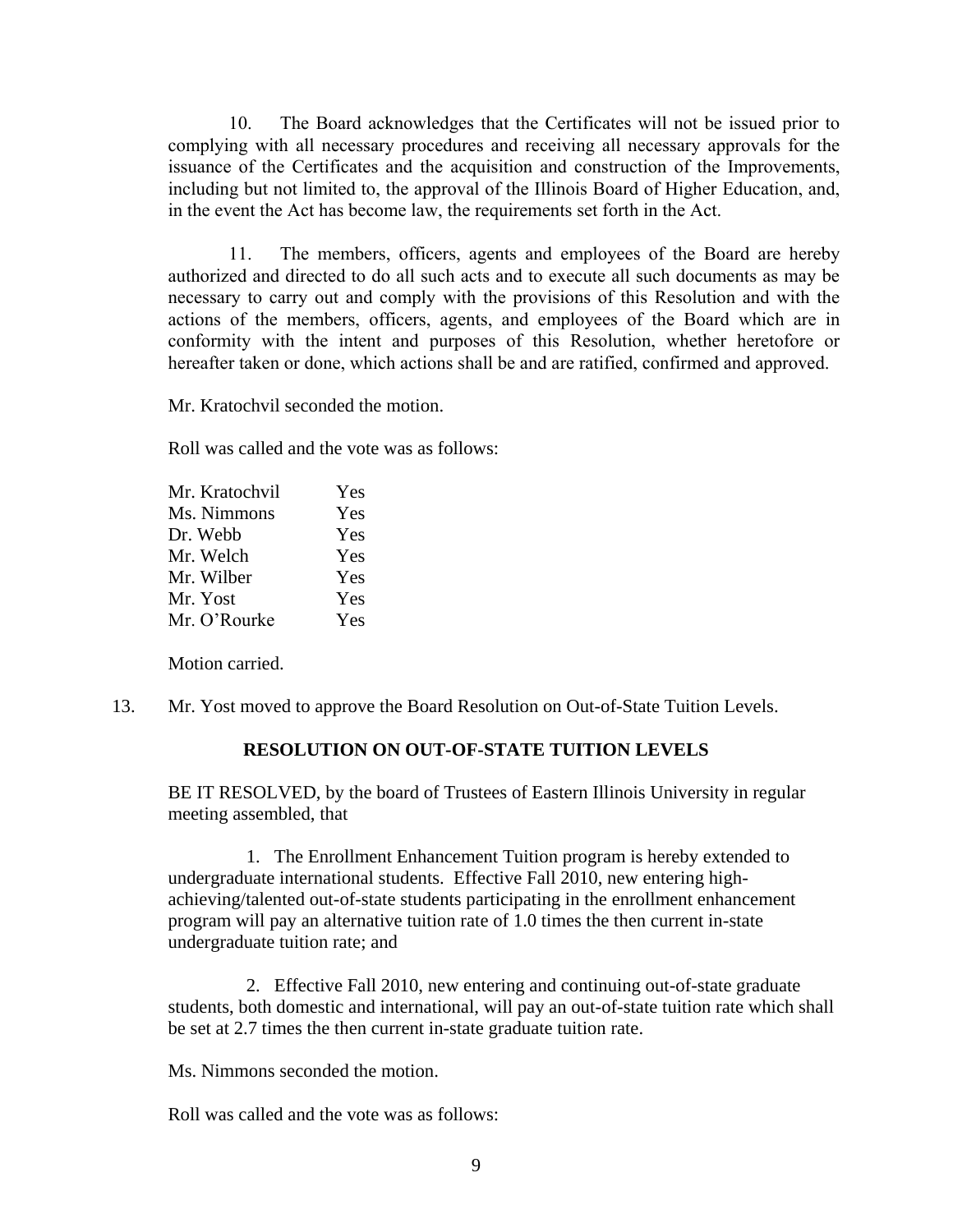10. The Board acknowledges that the Certificates will not be issued prior to complying with all necessary procedures and receiving all necessary approvals for the issuance of the Certificates and the acquisition and construction of the Improvements, including but not limited to, the approval of the Illinois Board of Higher Education, and, in the event the Act has become law, the requirements set forth in the Act.

11. The members, officers, agents and employees of the Board are hereby authorized and directed to do all such acts and to execute all such documents as may be necessary to carry out and comply with the provisions of this Resolution and with the actions of the members, officers, agents, and employees of the Board which are in conformity with the intent and purposes of this Resolution, whether heretofore or hereafter taken or done, which actions shall be and are ratified, confirmed and approved.

Mr. Kratochvil seconded the motion.

Roll was called and the vote was as follows:

| | |
|---|---|
| Mr. Kratochvil | Yes |
| Ms. Nimmons | Yes |
| Dr. Webb | Yes |
| Mr. Welch | Yes |
| Mr. Wilber | Yes |
| Mr. Yost | Yes |
| Mr. O'Rourke | Yes |

Motion carried.

13. Mr. Yost moved to approve the Board Resolution on Out-of-State Tuition Levels.

**RESOLUTION ON OUT-OF-STATE TUITION LEVELS**

BE IT RESOLVED, by the board of Trustees of Eastern Illinois University in regular meeting assembled, that

1. The Enrollment Enhancement Tuition program is hereby extended to undergraduate international students. Effective Fall 2010, new entering high-achieving/talented out-of-state students participating in the enrollment enhancement program will pay an alternative tuition rate of 1.0 times the then current in-state undergraduate tuition rate; and

2. Effective Fall 2010, new entering and continuing out-of-state graduate students, both domestic and international, will pay an out-of-state tuition rate which shall be set at 2.7 times the then current in-state graduate tuition rate.

Ms. Nimmons seconded the motion.

Roll was called and the vote was as follows: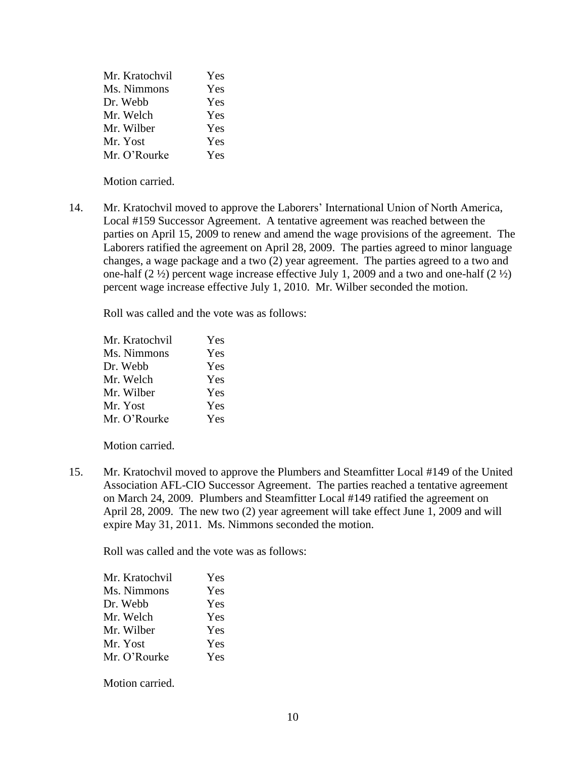| | |
|---|---|
| Mr. Kratochvil | Yes |
| Ms. Nimmons | Yes |
| Dr. Webb | Yes |
| Mr. Welch | Yes |
| Mr. Wilber | Yes |
| Mr. Yost | Yes |
| Mr. O'Rourke | Yes |

Motion carried.

14. Mr. Kratochvil moved to approve the Laborers' International Union of North America, Local #159 Successor Agreement. A tentative agreement was reached between the parties on April 15, 2009 to renew and amend the wage provisions of the agreement. The Laborers ratified the agreement on April 28, 2009. The parties agreed to minor language changes, a wage package and a two (2) year agreement. The parties agreed to a two and one-half (2 ½) percent wage increase effective July 1, 2009 and a two and one-half (2 ½) percent wage increase effective July 1, 2010. Mr. Wilber seconded the motion.

 Roll was called and the vote was as follows:

| | |
|---|---|
| Mr. Kratochvil | Yes |
| Ms. Nimmons | Yes |
| Dr. Webb | Yes |
| Mr. Welch | Yes |
| Mr. Wilber | Yes |
| Mr. Yost | Yes |
| Mr. O'Rourke | Yes |

 Motion carried.

15. Mr. Kratochvil moved to approve the Plumbers and Steamfitter Local #149 of the United Association AFL-CIO Successor Agreement. The parties reached a tentative agreement on March 24, 2009. Plumbers and Steamfitter Local #149 ratified the agreement on April 28, 2009. The new two (2) year agreement will take effect June 1, 2009 and will expire May 31, 2011. Ms. Nimmons seconded the motion.

 Roll was called and the vote was as follows:

| | |
|---|---|
| Mr. Kratochvil | Yes |
| Ms. Nimmons | Yes |
| Dr. Webb | Yes |
| Mr. Welch | Yes |
| Mr. Wilber | Yes |
| Mr. Yost | Yes |
| Mr. O'Rourke | Yes |

 Motion carried.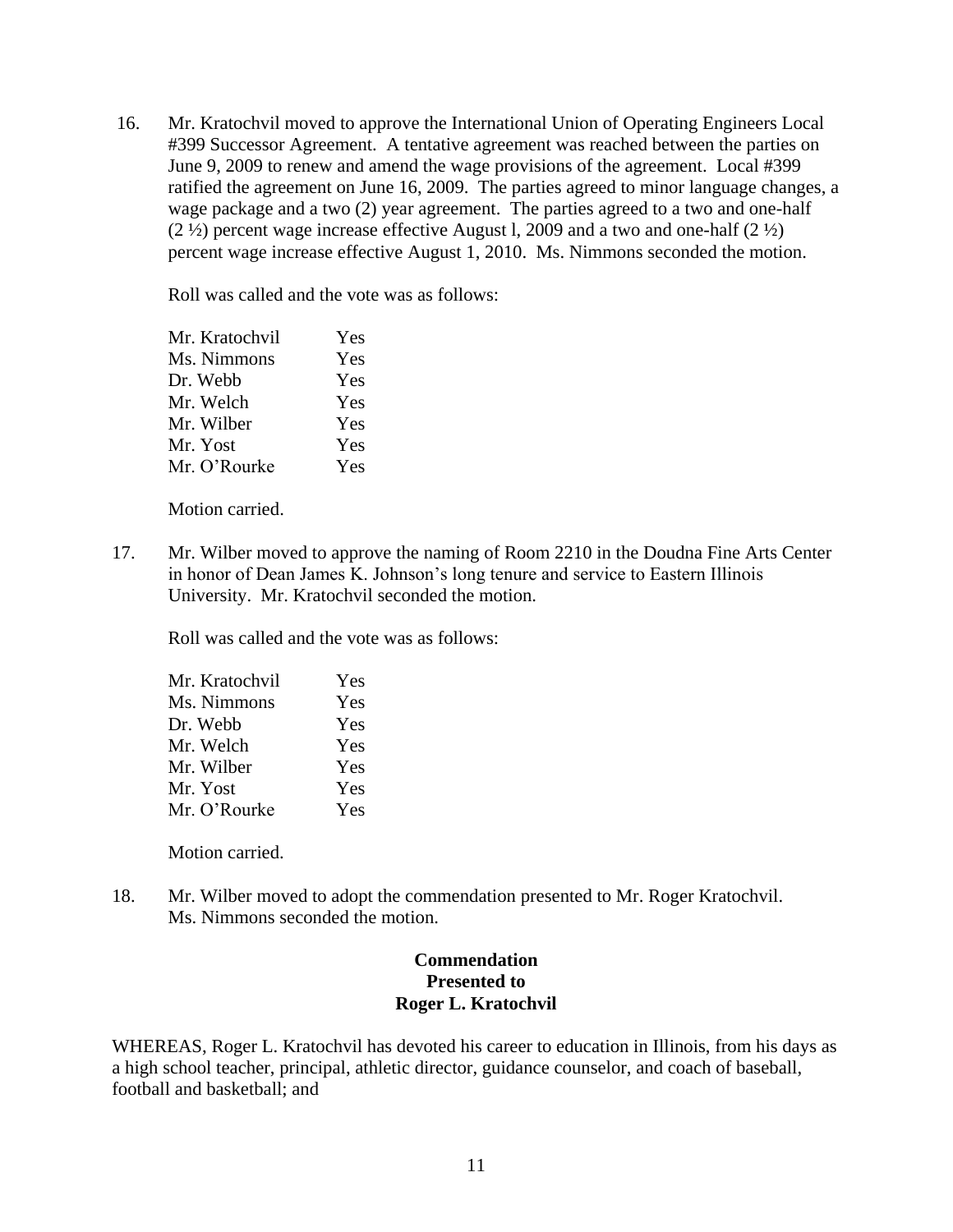16. Mr. Kratochvil moved to approve the International Union of Operating Engineers Local #399 Successor Agreement. A tentative agreement was reached between the parties on June 9, 2009 to renew and amend the wage provisions of the agreement. Local #399 ratified the agreement on June 16, 2009. The parties agreed to minor language changes, a wage package and a two (2) year agreement. The parties agreed to a two and one-half (2 ½) percent wage increase effective August l, 2009 and a two and one-half (2 ½) percent wage increase effective August 1, 2010. Ms. Nimmons seconded the motion.

    Roll was called and the vote was as follows:

    | | |
    |---|---|
    | Mr. Kratochvil | Yes |
    | Ms. Nimmons | Yes |
    | Dr. Webb | Yes |
    | Mr. Welch | Yes |
    | Mr. Wilber | Yes |
    | Mr. Yost | Yes |
    | Mr. O'Rourke | Yes |

    Motion carried.

17. Mr. Wilber moved to approve the naming of Room 2210 in the Doudna Fine Arts Center in honor of Dean James K. Johnson's long tenure and service to Eastern Illinois University. Mr. Kratochvil seconded the motion.

    Roll was called and the vote was as follows:

    | | |
    |---|---|
    | Mr. Kratochvil | Yes |
    | Ms. Nimmons | Yes |
    | Dr. Webb | Yes |
    | Mr. Welch | Yes |
    | Mr. Wilber | Yes |
    | Mr. Yost | Yes |
    | Mr. O'Rourke | Yes |

    Motion carried.

18. Mr. Wilber moved to adopt the commendation presented to Mr. Roger Kratochvil. Ms. Nimmons seconded the motion.

**Commendation**
**Presented to**
**Roger L. Kratochvil**

WHEREAS, Roger L. Kratochvil has devoted his career to education in Illinois, from his days as a high school teacher, principal, athletic director, guidance counselor, and coach of baseball, football and basketball; and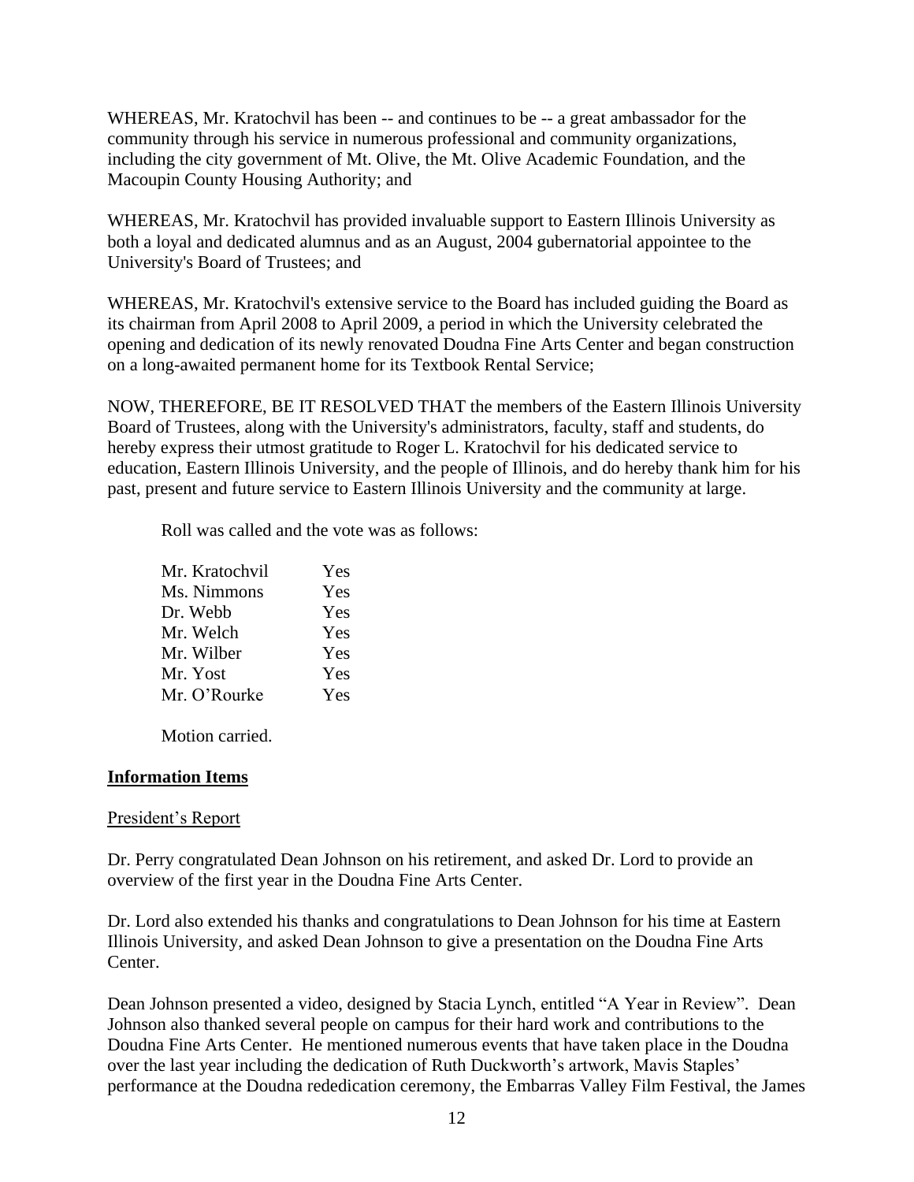WHEREAS, Mr. Kratochvil has been -- and continues to be -- a great ambassador for the community through his service in numerous professional and community organizations, including the city government of Mt. Olive, the Mt. Olive Academic Foundation, and the Macoupin County Housing Authority; and

WHEREAS, Mr. Kratochvil has provided invaluable support to Eastern Illinois University as both a loyal and dedicated alumnus and as an August, 2004 gubernatorial appointee to the University's Board of Trustees; and

WHEREAS, Mr. Kratochvil's extensive service to the Board has included guiding the Board as its chairman from April 2008 to April 2009, a period in which the University celebrated the opening and dedication of its newly renovated Doudna Fine Arts Center and began construction on a long-awaited permanent home for its Textbook Rental Service;

NOW, THEREFORE, BE IT RESOLVED THAT the members of the Eastern Illinois University Board of Trustees, along with the University's administrators, faculty, staff and students, do hereby express their utmost gratitude to Roger L. Kratochvil for his dedicated service to education, Eastern Illinois University, and the people of Illinois, and do hereby thank him for his past, present and future service to Eastern Illinois University and the community at large.

Roll was called and the vote was as follows:

| | |
|---|---|
| Mr. Kratochvil | Yes |
| Ms. Nimmons | Yes |
| Dr. Webb | Yes |
| Mr. Welch | Yes |
| Mr. Wilber | Yes |
| Mr. Yost | Yes |
| Mr. O'Rourke | Yes |

Motion carried.

**Information Items**

President's Report

Dr. Perry congratulated Dean Johnson on his retirement, and asked Dr. Lord to provide an overview of the first year in the Doudna Fine Arts Center.

Dr. Lord also extended his thanks and congratulations to Dean Johnson for his time at Eastern Illinois University, and asked Dean Johnson to give a presentation on the Doudna Fine Arts Center.

Dean Johnson presented a video, designed by Stacia Lynch, entitled "A Year in Review". Dean Johnson also thanked several people on campus for their hard work and contributions to the Doudna Fine Arts Center. He mentioned numerous events that have taken place in the Doudna over the last year including the dedication of Ruth Duckworth's artwork, Mavis Staples' performance at the Doudna rededication ceremony, the Embarras Valley Film Festival, the James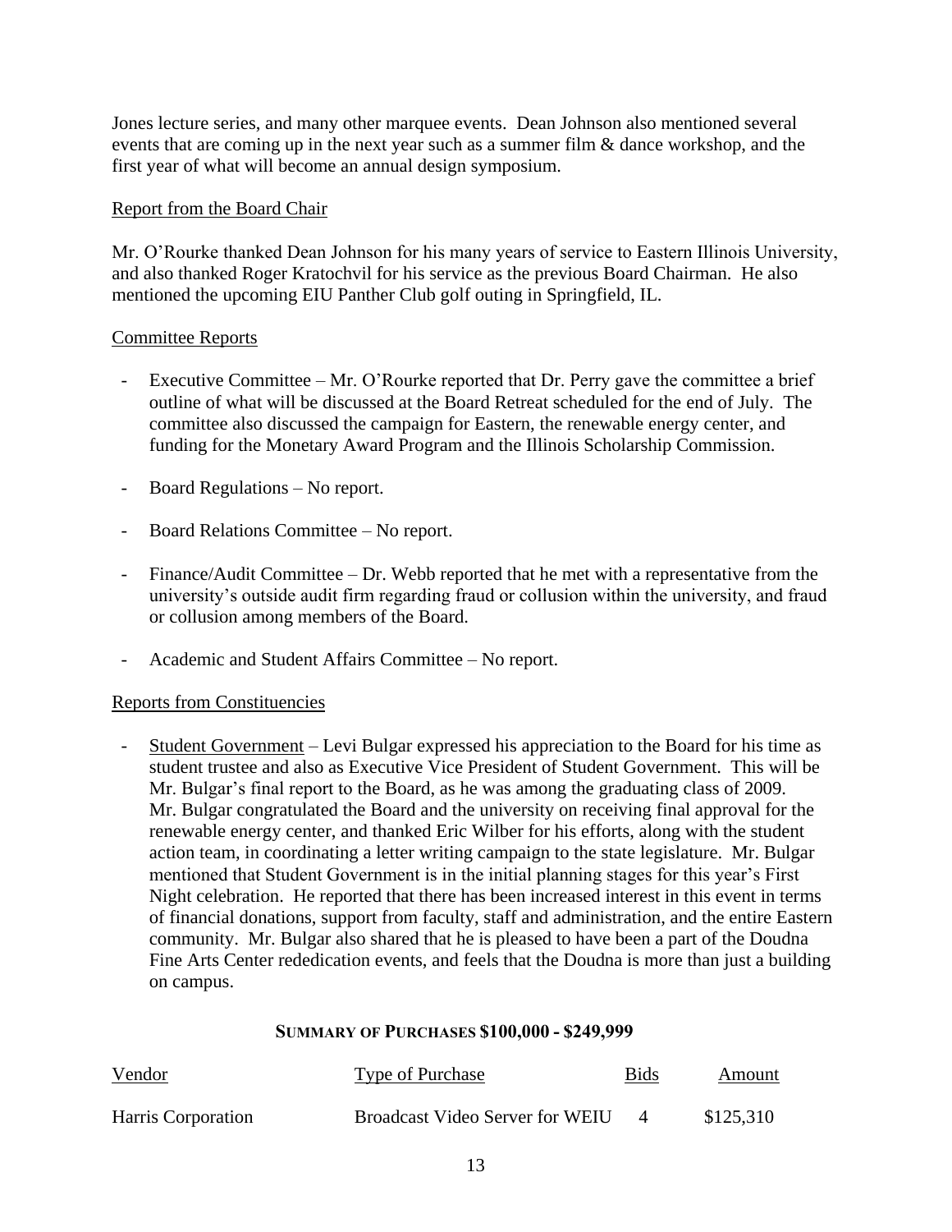Jones lecture series, and many other marquee events. Dean Johnson also mentioned several events that are coming up in the next year such as a summer film & dance workshop, and the first year of what will become an annual design symposium.

Report from the Board Chair

Mr. O'Rourke thanked Dean Johnson for his many years of service to Eastern Illinois University, and also thanked Roger Kratochvil for his service as the previous Board Chairman. He also mentioned the upcoming EIU Panther Club golf outing in Springfield, IL.

Committee Reports

- Executive Committee – Mr. O'Rourke reported that Dr. Perry gave the committee a brief outline of what will be discussed at the Board Retreat scheduled for the end of July. The committee also discussed the campaign for Eastern, the renewable energy center, and funding for the Monetary Award Program and the Illinois Scholarship Commission.
- Board Regulations – No report.
- Board Relations Committee – No report.
- Finance/Audit Committee – Dr. Webb reported that he met with a representative from the university's outside audit firm regarding fraud or collusion within the university, and fraud or collusion among members of the Board.
- Academic and Student Affairs Committee – No report.

Reports from Constituencies

- Student Government – Levi Bulgar expressed his appreciation to the Board for his time as student trustee and also as Executive Vice President of Student Government. This will be Mr. Bulgar's final report to the Board, as he was among the graduating class of 2009. Mr. Bulgar congratulated the Board and the university on receiving final approval for the renewable energy center, and thanked Eric Wilber for his efforts, along with the student action team, in coordinating a letter writing campaign to the state legislature. Mr. Bulgar mentioned that Student Government is in the initial planning stages for this year's First Night celebration. He reported that there has been increased interest in this event in terms of financial donations, support from faculty, staff and administration, and the entire Eastern community. Mr. Bulgar also shared that he is pleased to have been a part of the Doudna Fine Arts Center rededication events, and feels that the Doudna is more than just a building on campus.

**SUMMARY OF PURCHASES $100,000 - $249,999**

| Vendor | Type of Purchase | Bids | Amount |
|---|---|---|---|
| Harris Corporation | Broadcast Video Server for WEIU | 4 | $125,310 |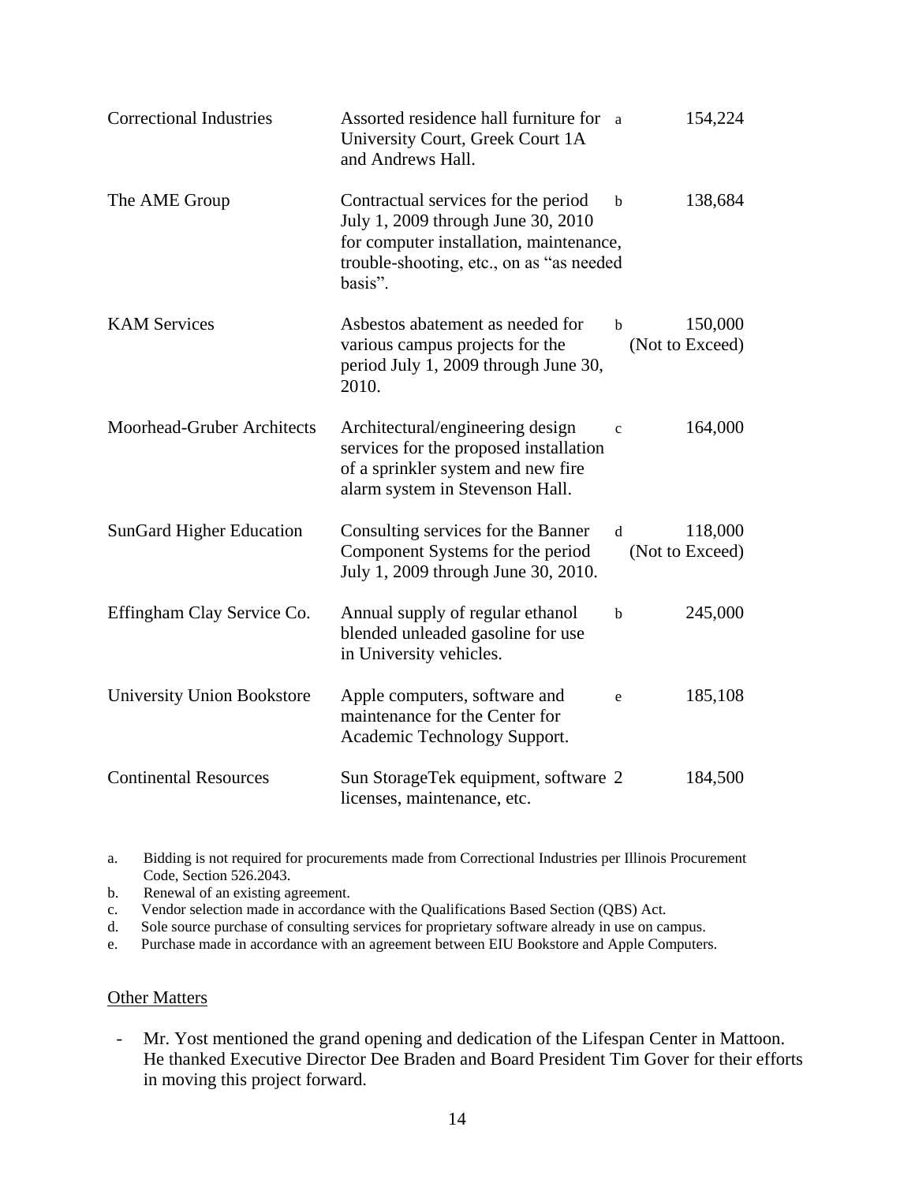| | | | |
|---|---|---|---|
| Correctional Industries | Assorted residence hall furniture for University Court, Greek Court 1A and Andrews Hall. | a | 154,224 |
| The AME Group | Contractual services for the period July 1, 2009 through June 30, 2010 for computer installation, maintenance, trouble-shooting, etc., on as "as needed basis". | b | 138,684 |
| KAM Services | Asbestos abatement as needed for various campus projects for the period July 1, 2009 through June 30, 2010. | b | 150,000 (Not to Exceed) |
| Moorhead-Gruber Architects | Architectural/engineering design services for the proposed installation of a sprinkler system and new fire alarm system in Stevenson Hall. | c | 164,000 |
| SunGard Higher Education | Consulting services for the Banner Component Systems for the period July 1, 2009 through June 30, 2010. | d | 118,000 (Not to Exceed) |
| Effingham Clay Service Co. | Annual supply of regular ethanol blended unleaded gasoline for use in University vehicles. | b | 245,000 |
| University Union Bookstore | Apple computers, software and maintenance for the Center for Academic Technology Support. | e | 185,108 |
| Continental Resources | Sun StorageTek equipment, software licenses, maintenance, etc. | 2 | 184,500 |

a. Bidding is not required for procurements made from Correctional Industries per Illinois Procurement Code, Section 526.2043.
b. Renewal of an existing agreement.
c. Vendor selection made in accordance with the Qualifications Based Section (QBS) Act.
d. Sole source purchase of consulting services for proprietary software already in use on campus.
e. Purchase made in accordance with an agreement between EIU Bookstore and Apple Computers.

Other Matters

- Mr. Yost mentioned the grand opening and dedication of the Lifespan Center in Mattoon. He thanked Executive Director Dee Braden and Board President Tim Gover for their efforts in moving this project forward.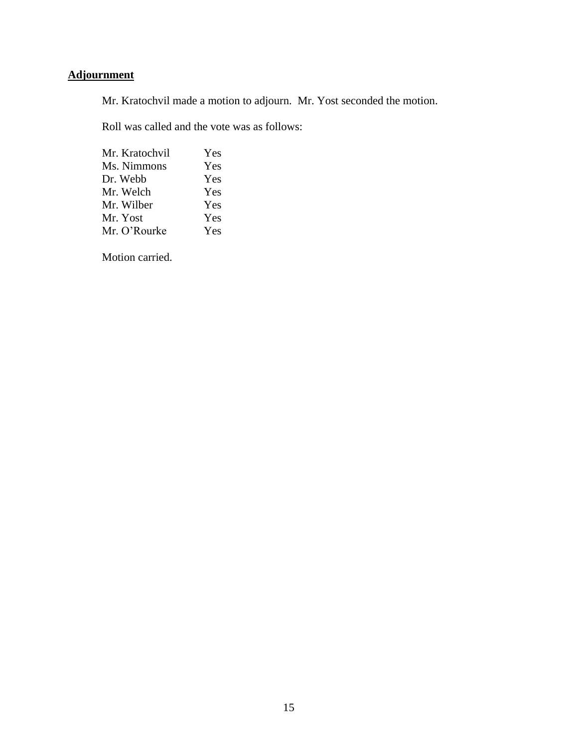**Adjournment**

Mr. Kratochvil made a motion to adjourn. Mr. Yost seconded the motion.

Roll was called and the vote was as follows:

| | |
|---|---|
| Mr. Kratochvil | Yes |
| Ms. Nimmons | Yes |
| Dr. Webb | Yes |
| Mr. Welch | Yes |
| Mr. Wilber | Yes |
| Mr. Yost | Yes |
| Mr. O'Rourke | Yes |

Motion carried.